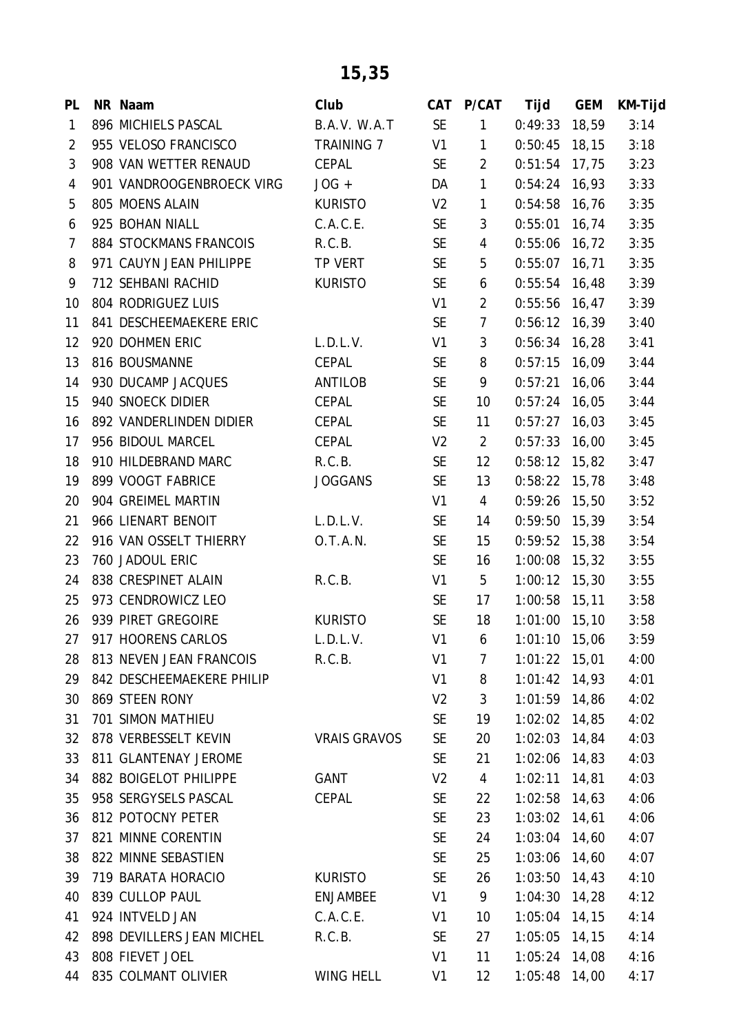# 15,35

| PL | NR | Naam | Club | CAT | P/CAT | Tijd | GEM | KM-Tijd |
|---|---|---|---|---|---|---|---|---|
| 1 | 896 | MICHIELS PASCAL | B.A.V. W.A.T | SE | 1 | 0:49:33 | 18,59 | 3:14 |
| 2 | 955 | VELOSO FRANCISCO | TRAINING 7 | V1 | 1 | 0:50:45 | 18,15 | 3:18 |
| 3 | 908 | VAN WETTER RENAUD | CEPAL | SE | 2 | 0:51:54 | 17,75 | 3:23 |
| 4 | 901 | VANDROOGENBROECK VIRG | JOG + | DA | 1 | 0:54:24 | 16,93 | 3:33 |
| 5 | 805 | MOENS ALAIN | KURISTO | V2 | 1 | 0:54:58 | 16,76 | 3:35 |
| 6 | 925 | BOHAN NIALL | C.A.C.E. | SE | 3 | 0:55:01 | 16,74 | 3:35 |
| 7 | 884 | STOCKMANS FRANCOIS | R.C.B. | SE | 4 | 0:55:06 | 16,72 | 3:35 |
| 8 | 971 | CAUYN JEAN PHILIPPE | TP VERT | SE | 5 | 0:55:07 | 16,71 | 3:35 |
| 9 | 712 | SEHBANI RACHID | KURISTO | SE | 6 | 0:55:54 | 16,48 | 3:39 |
| 10 | 804 | RODRIGUEZ LUIS | | V1 | 2 | 0:55:56 | 16,47 | 3:39 |
| 11 | 841 | DESCHEEMAEKERE ERIC | | SE | 7 | 0:56:12 | 16,39 | 3:40 |
| 12 | 920 | DOHMEN ERIC | L.D.L.V. | V1 | 3 | 0:56:34 | 16,28 | 3:41 |
| 13 | 816 | BOUSMANNE | CEPAL | SE | 8 | 0:57:15 | 16,09 | 3:44 |
| 14 | 930 | DUCAMP JACQUES | ANTILOB | SE | 9 | 0:57:21 | 16,06 | 3:44 |
| 15 | 940 | SNOECK DIDIER | CEPAL | SE | 10 | 0:57:24 | 16,05 | 3:44 |
| 16 | 892 | VANDERLINDEN DIDIER | CEPAL | SE | 11 | 0:57:27 | 16,03 | 3:45 |
| 17 | 956 | BIDOUL MARCEL | CEPAL | V2 | 2 | 0:57:33 | 16,00 | 3:45 |
| 18 | 910 | HILDEBRAND MARC | R.C.B. | SE | 12 | 0:58:12 | 15,82 | 3:47 |
| 19 | 899 | VOOGT FABRICE | JOGGANS | SE | 13 | 0:58:22 | 15,78 | 3:48 |
| 20 | 904 | GREIMEL MARTIN | | V1 | 4 | 0:59:26 | 15,50 | 3:52 |
| 21 | 966 | LIENART BENOIT | L.D.L.V. | SE | 14 | 0:59:50 | 15,39 | 3:54 |
| 22 | 916 | VAN OSSELT THIERRY | O.T.A.N. | SE | 15 | 0:59:52 | 15,38 | 3:54 |
| 23 | 760 | JADOUL ERIC | | SE | 16 | 1:00:08 | 15,32 | 3:55 |
| 24 | 838 | CRESPINET ALAIN | R.C.B. | V1 | 5 | 1:00:12 | 15,30 | 3:55 |
| 25 | 973 | CENDROWICZ LEO | | SE | 17 | 1:00:58 | 15,11 | 3:58 |
| 26 | 939 | PIRET GREGOIRE | KURISTO | SE | 18 | 1:01:00 | 15,10 | 3:58 |
| 27 | 917 | HOORENS CARLOS | L.D.L.V. | V1 | 6 | 1:01:10 | 15,06 | 3:59 |
| 28 | 813 | NEVEN JEAN FRANCOIS | R.C.B. | V1 | 7 | 1:01:22 | 15,01 | 4:00 |
| 29 | 842 | DESCHEEMAEKERE PHILIP | | V1 | 8 | 1:01:42 | 14,93 | 4:01 |
| 30 | 869 | STEEN RONY | | V2 | 3 | 1:01:59 | 14,86 | 4:02 |
| 31 | 701 | SIMON MATHIEU | | SE | 19 | 1:02:02 | 14,85 | 4:02 |
| 32 | 878 | VERBESSELT KEVIN | VRAIS GRAVOS | SE | 20 | 1:02:03 | 14,84 | 4:03 |
| 33 | 811 | GLANTENAY JEROME | | SE | 21 | 1:02:06 | 14,83 | 4:03 |
| 34 | 882 | BOIGELOT PHILIPPE | GANT | V2 | 4 | 1:02:11 | 14,81 | 4:03 |
| 35 | 958 | SERGYSELS PASCAL | CEPAL | SE | 22 | 1:02:58 | 14,63 | 4:06 |
| 36 | 812 | POTOCNY PETER | | SE | 23 | 1:03:02 | 14,61 | 4:06 |
| 37 | 821 | MINNE CORENTIN | | SE | 24 | 1:03:04 | 14,60 | 4:07 |
| 38 | 822 | MINNE SEBASTIEN | | SE | 25 | 1:03:06 | 14,60 | 4:07 |
| 39 | 719 | BARATA HORACIO | KURISTO | SE | 26 | 1:03:50 | 14,43 | 4:10 |
| 40 | 839 | CULLOP PAUL | ENJAMBEE | V1 | 9 | 1:04:30 | 14,28 | 4:12 |
| 41 | 924 | INTVELD JAN | C.A.C.E. | V1 | 10 | 1:05:04 | 14,15 | 4:14 |
| 42 | 898 | DEVILLERS JEAN MICHEL | R.C.B. | SE | 27 | 1:05:05 | 14,15 | 4:14 |
| 43 | 808 | FIEVET JOEL | | V1 | 11 | 1:05:24 | 14,08 | 4:16 |
| 44 | 835 | COLMANT OLIVIER | WING HELL | V1 | 12 | 1:05:48 | 14,00 | 4:17 |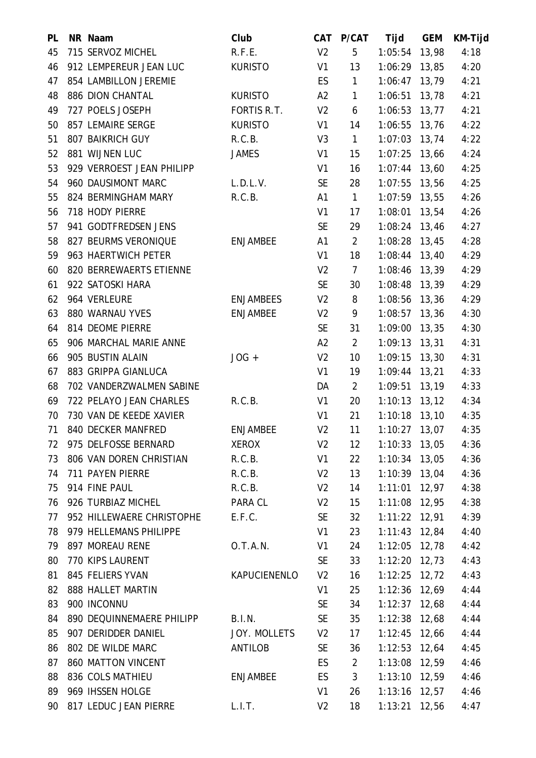| PL | NR | Naam | Club | CAT | P/CAT | Tijd | GEM | KM-Tijd |
|---|---|---|---|---|---|---|---|---|
| 45 | 715 | SERVOZ MICHEL | R.F.E. | V2 | 5 | 1:05:54 | 13,98 | 4:18 |
| 46 | 912 | LEMPEREUR JEAN LUC | KURISTO | V1 | 13 | 1:06:29 | 13,85 | 4:20 |
| 47 | 854 | LAMBILLON JEREMIE | | ES | 1 | 1:06:47 | 13,79 | 4:21 |
| 48 | 886 | DION CHANTAL | KURISTO | A2 | 1 | 1:06:51 | 13,78 | 4:21 |
| 49 | 727 | POELS JOSEPH | FORTIS R.T. | V2 | 6 | 1:06:53 | 13,77 | 4:21 |
| 50 | 857 | LEMAIRE SERGE | KURISTO | V1 | 14 | 1:06:55 | 13,76 | 4:22 |
| 51 | 807 | BAIKRICH GUY | R.C.B. | V3 | 1 | 1:07:03 | 13,74 | 4:22 |
| 52 | 881 | WIJNEN LUC | JAMES | V1 | 15 | 1:07:25 | 13,66 | 4:24 |
| 53 | 929 | VERROEST JEAN PHILIPP | | V1 | 16 | 1:07:44 | 13,60 | 4:25 |
| 54 | 960 | DAUSIMONT MARC | L.D.L.V. | SE | 28 | 1:07:55 | 13,56 | 4:25 |
| 55 | 824 | BERMINGHAM MARY | R.C.B. | A1 | 1 | 1:07:59 | 13,55 | 4:26 |
| 56 | 718 | HODY PIERRE | | V1 | 17 | 1:08:01 | 13,54 | 4:26 |
| 57 | 941 | GODTFREDSEN JENS | | SE | 29 | 1:08:24 | 13,46 | 4:27 |
| 58 | 827 | BEURMS VERONIQUE | ENJAMBEE | A1 | 2 | 1:08:28 | 13,45 | 4:28 |
| 59 | 963 | HAERTWICH PETER | | V1 | 18 | 1:08:44 | 13,40 | 4:29 |
| 60 | 820 | BERREWAERTS ETIENNE | | V2 | 7 | 1:08:46 | 13,39 | 4:29 |
| 61 | 922 | SATOSKI HARA | | SE | 30 | 1:08:48 | 13,39 | 4:29 |
| 62 | 964 | VERLEURE | ENJAMBEES | V2 | 8 | 1:08:56 | 13,36 | 4:29 |
| 63 | 880 | WARNAU YVES | ENJAMBEE | V2 | 9 | 1:08:57 | 13,36 | 4:30 |
| 64 | 814 | DEOME PIERRE | | SE | 31 | 1:09:00 | 13,35 | 4:30 |
| 65 | 906 | MARCHAL MARIE ANNE | | A2 | 2 | 1:09:13 | 13,31 | 4:31 |
| 66 | 905 | BUSTIN ALAIN | JOG + | V2 | 10 | 1:09:15 | 13,30 | 4:31 |
| 67 | 883 | GRIPPA GIANLUCA | | V1 | 19 | 1:09:44 | 13,21 | 4:33 |
| 68 | 702 | VANDERZWALMEN SABINE | | DA | 2 | 1:09:51 | 13,19 | 4:33 |
| 69 | 722 | PELAYO JEAN CHARLES | R.C.B. | V1 | 20 | 1:10:13 | 13,12 | 4:34 |
| 70 | 730 | VAN DE KEEDE XAVIER | | V1 | 21 | 1:10:18 | 13,10 | 4:35 |
| 71 | 840 | DECKER MANFRED | ENJAMBEE | V2 | 11 | 1:10:27 | 13,07 | 4:35 |
| 72 | 975 | DELFOSSE BERNARD | XEROX | V2 | 12 | 1:10:33 | 13,05 | 4:36 |
| 73 | 806 | VAN DOREN CHRISTIAN | R.C.B. | V1 | 22 | 1:10:34 | 13,05 | 4:36 |
| 74 | 711 | PAYEN PIERRE | R.C.B. | V2 | 13 | 1:10:39 | 13,04 | 4:36 |
| 75 | 914 | FINE PAUL | R.C.B. | V2 | 14 | 1:11:01 | 12,97 | 4:38 |
| 76 | 926 | TURBIAZ MICHEL | PARA CL | V2 | 15 | 1:11:08 | 12,95 | 4:38 |
| 77 | 952 | HILLEWAERE CHRISTOPHE | E.F.C. | SE | 32 | 1:11:22 | 12,91 | 4:39 |
| 78 | 979 | HELLEMANS PHILIPPE | | V1 | 23 | 1:11:43 | 12,84 | 4:40 |
| 79 | 897 | MOREAU RENE | O.T.A.N. | V1 | 24 | 1:12:05 | 12,78 | 4:42 |
| 80 | 770 | KIPS LAURENT | | SE | 33 | 1:12:20 | 12,73 | 4:43 |
| 81 | 845 | FELIERS YVAN | KAPUCIENENLO | V2 | 16 | 1:12:25 | 12,72 | 4:43 |
| 82 | 888 | HALLET MARTIN | | V1 | 25 | 1:12:36 | 12,69 | 4:44 |
| 83 | 900 | INCONNU | | SE | 34 | 1:12:37 | 12,68 | 4:44 |
| 84 | 890 | DEQUINNEMAERE PHILIPP | B.I.N. | SE | 35 | 1:12:38 | 12,68 | 4:44 |
| 85 | 907 | DERIDDER DANIEL | JOY. MOLLETS | V2 | 17 | 1:12:45 | 12,66 | 4:44 |
| 86 | 802 | DE WILDE MARC | ANTILOB | SE | 36 | 1:12:53 | 12,64 | 4:45 |
| 87 | 860 | MATTON VINCENT | | ES | 2 | 1:13:08 | 12,59 | 4:46 |
| 88 | 836 | COLS MATHIEU | ENJAMBEE | ES | 3 | 1:13:10 | 12,59 | 4:46 |
| 89 | 969 | IHSSEN HOLGE | | V1 | 26 | 1:13:16 | 12,57 | 4:46 |
| 90 | 817 | LEDUC JEAN PIERRE | L.I.T. | V2 | 18 | 1:13:21 | 12,56 | 4:47 |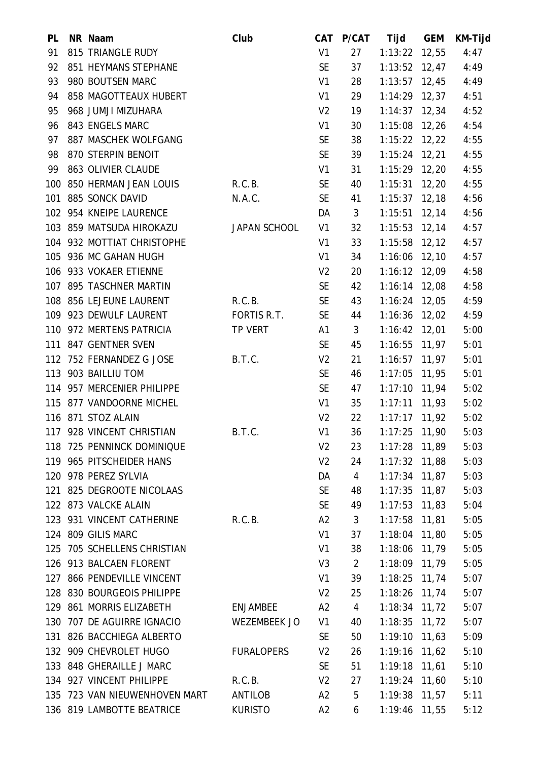| PL | NR | Naam | Club | CAT | P/CAT | Tijd | GEM | KM-Tijd |
|---|---|---|---|---|---|---|---|---|
| 91 | 815 | TRIANGLE RUDY | | V1 | 27 | 1:13:22 | 12,55 | 4:47 |
| 92 | 851 | HEYMANS STEPHANE | | SE | 37 | 1:13:52 | 12,47 | 4:49 |
| 93 | 980 | BOUTSEN MARC | | V1 | 28 | 1:13:57 | 12,45 | 4:49 |
| 94 | 858 | MAGOTTEAUX HUBERT | | V1 | 29 | 1:14:29 | 12,37 | 4:51 |
| 95 | 968 | JUMJI MIZUHARA | | V2 | 19 | 1:14:37 | 12,34 | 4:52 |
| 96 | 843 | ENGELS MARC | | V1 | 30 | 1:15:08 | 12,26 | 4:54 |
| 97 | 887 | MASCHEK WOLFGANG | | SE | 38 | 1:15:22 | 12,22 | 4:55 |
| 98 | 870 | STERPIN BENOIT | | SE | 39 | 1:15:24 | 12,21 | 4:55 |
| 99 | 863 | OLIVIER CLAUDE | | V1 | 31 | 1:15:29 | 12,20 | 4:55 |
| 100 | 850 | HERMAN JEAN LOUIS | R.C.B. | SE | 40 | 1:15:31 | 12,20 | 4:55 |
| 101 | 885 | SONCK DAVID | N.A.C. | SE | 41 | 1:15:37 | 12,18 | 4:56 |
| 102 | 954 | KNEIPE LAURENCE | | DA | 3 | 1:15:51 | 12,14 | 4:56 |
| 103 | 859 | MATSUDA HIROKAZU | JAPAN SCHOOL | V1 | 32 | 1:15:53 | 12,14 | 4:57 |
| 104 | 932 | MOTTIAT CHRISTOPHE | | V1 | 33 | 1:15:58 | 12,12 | 4:57 |
| 105 | 936 | MC GAHAN HUGH | | V1 | 34 | 1:16:06 | 12,10 | 4:57 |
| 106 | 933 | VOKAER ETIENNE | | V2 | 20 | 1:16:12 | 12,09 | 4:58 |
| 107 | 895 | TASCHNER MARTIN | | SE | 42 | 1:16:14 | 12,08 | 4:58 |
| 108 | 856 | LEJEUNE LAURENT | R.C.B. | SE | 43 | 1:16:24 | 12,05 | 4:59 |
| 109 | 923 | DEWULF LAURENT | FORTIS R.T. | SE | 44 | 1:16:36 | 12,02 | 4:59 |
| 110 | 972 | MERTENS PATRICIA | TP VERT | A1 | 3 | 1:16:42 | 12,01 | 5:00 |
| 111 | 847 | GENTNER SVEN | | SE | 45 | 1:16:55 | 11,97 | 5:01 |
| 112 | 752 | FERNANDEZ G JOSE | B.T.C. | V2 | 21 | 1:16:57 | 11,97 | 5:01 |
| 113 | 903 | BAILLIU TOM | | SE | 46 | 1:17:05 | 11,95 | 5:01 |
| 114 | 957 | MERCENIER PHILIPPE | | SE | 47 | 1:17:10 | 11,94 | 5:02 |
| 115 | 877 | VANDOORNE MICHEL | | V1 | 35 | 1:17:11 | 11,93 | 5:02 |
| 116 | 871 | STOZ ALAIN | | V2 | 22 | 1:17:17 | 11,92 | 5:02 |
| 117 | 928 | VINCENT CHRISTIAN | B.T.C. | V1 | 36 | 1:17:25 | 11,90 | 5:03 |
| 118 | 725 | PENNINCK DOMINIQUE | | V2 | 23 | 1:17:28 | 11,89 | 5:03 |
| 119 | 965 | PITSCHEIDER HANS | | V2 | 24 | 1:17:32 | 11,88 | 5:03 |
| 120 | 978 | PEREZ SYLVIA | | DA | 4 | 1:17:34 | 11,87 | 5:03 |
| 121 | 825 | DEGROOTE NICOLAAS | | SE | 48 | 1:17:35 | 11,87 | 5:03 |
| 122 | 873 | VALCKE ALAIN | | SE | 49 | 1:17:53 | 11,83 | 5:04 |
| 123 | 931 | VINCENT CATHERINE | R.C.B. | A2 | 3 | 1:17:58 | 11,81 | 5:05 |
| 124 | 809 | GILIS MARC | | V1 | 37 | 1:18:04 | 11,80 | 5:05 |
| 125 | 705 | SCHELLENS CHRISTIAN | | V1 | 38 | 1:18:06 | 11,79 | 5:05 |
| 126 | 913 | BALCAEN FLORENT | | V3 | 2 | 1:18:09 | 11,79 | 5:05 |
| 127 | 866 | PENDEVILLE VINCENT | | V1 | 39 | 1:18:25 | 11,74 | 5:07 |
| 128 | 830 | BOURGEOIS PHILIPPE | | V2 | 25 | 1:18:26 | 11,74 | 5:07 |
| 129 | 861 | MORRIS ELIZABETH | ENJAMBEE | A2 | 4 | 1:18:34 | 11,72 | 5:07 |
| 130 | 707 | DE AGUIRRE IGNACIO | WEZEMBEEK JO | V1 | 40 | 1:18:35 | 11,72 | 5:07 |
| 131 | 826 | BACCHIEGA ALBERTO | | SE | 50 | 1:19:10 | 11,63 | 5:09 |
| 132 | 909 | CHEVROLET HUGO | FURALOPERS | V2 | 26 | 1:19:16 | 11,62 | 5:10 |
| 133 | 848 | GHERAILLE J MARC | | SE | 51 | 1:19:18 | 11,61 | 5:10 |
| 134 | 927 | VINCENT PHILIPPE | R.C.B. | V2 | 27 | 1:19:24 | 11,60 | 5:10 |
| 135 | 723 | VAN NIEUWENHOVEN MART | ANTILOB | A2 | 5 | 1:19:38 | 11,57 | 5:11 |
| 136 | 819 | LAMBOTTE BEATRICE | KURISTO | A2 | 6 | 1:19:46 | 11,55 | 5:12 |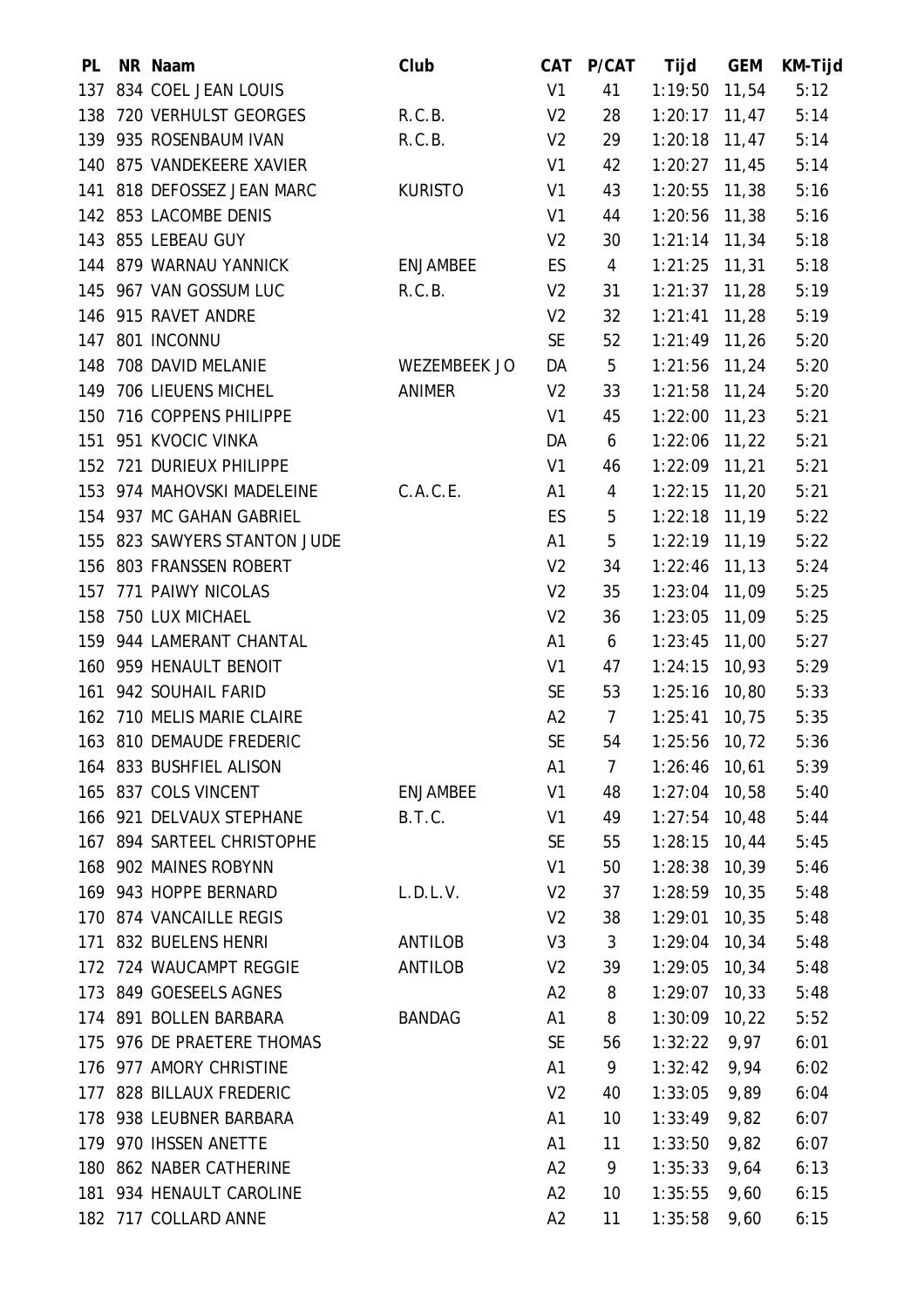| PL | NR | Naam | Club | CAT | P/CAT | Tijd | GEM | KM-Tijd |
|---|---|---|---|---|---|---|---|---|
| 137 | 834 | COEL JEAN LOUIS | | V1 | 41 | 1:19:50 | 11,54 | 5:12 |
| 138 | 720 | VERHULST GEORGES | R.C.B. | V2 | 28 | 1:20:17 | 11,47 | 5:14 |
| 139 | 935 | ROSENBAUM IVAN | R.C.B. | V2 | 29 | 1:20:18 | 11,47 | 5:14 |
| 140 | 875 | VANDEKEERE XAVIER | | V1 | 42 | 1:20:27 | 11,45 | 5:14 |
| 141 | 818 | DEFOSSEZ JEAN MARC | KURISTO | V1 | 43 | 1:20:55 | 11,38 | 5:16 |
| 142 | 853 | LACOMBE DENIS | | V1 | 44 | 1:20:56 | 11,38 | 5:16 |
| 143 | 855 | LEBEAU GUY | | V2 | 30 | 1:21:14 | 11,34 | 5:18 |
| 144 | 879 | WARNAU YANNICK | ENJAMBEE | ES | 4 | 1:21:25 | 11,31 | 5:18 |
| 145 | 967 | VAN GOSSUM LUC | R.C.B. | V2 | 31 | 1:21:37 | 11,28 | 5:19 |
| 146 | 915 | RAVET ANDRE | | V2 | 32 | 1:21:41 | 11,28 | 5:19 |
| 147 | 801 | INCONNU | | SE | 52 | 1:21:49 | 11,26 | 5:20 |
| 148 | 708 | DAVID MELANIE | WEZEMBEEK JO | DA | 5 | 1:21:56 | 11,24 | 5:20 |
| 149 | 706 | LIEUENS MICHEL | ANIMER | V2 | 33 | 1:21:58 | 11,24 | 5:20 |
| 150 | 716 | COPPENS PHILIPPE | | V1 | 45 | 1:22:00 | 11,23 | 5:21 |
| 151 | 951 | KVOCIC VINKA | | DA | 6 | 1:22:06 | 11,22 | 5:21 |
| 152 | 721 | DURIEUX PHILIPPE | | V1 | 46 | 1:22:09 | 11,21 | 5:21 |
| 153 | 974 | MAHOVSKI MADELEINE | C.A.C.E. | A1 | 4 | 1:22:15 | 11,20 | 5:21 |
| 154 | 937 | MC GAHAN GABRIEL | | ES | 5 | 1:22:18 | 11,19 | 5:22 |
| 155 | 823 | SAWYERS STANTON JUDE | | A1 | 5 | 1:22:19 | 11,19 | 5:22 |
| 156 | 803 | FRANSSEN ROBERT | | V2 | 34 | 1:22:46 | 11,13 | 5:24 |
| 157 | 771 | PAIWY NICOLAS | | V2 | 35 | 1:23:04 | 11,09 | 5:25 |
| 158 | 750 | LUX MICHAEL | | V2 | 36 | 1:23:05 | 11,09 | 5:25 |
| 159 | 944 | LAMERANT CHANTAL | | A1 | 6 | 1:23:45 | 11,00 | 5:27 |
| 160 | 959 | HENAULT BENOIT | | V1 | 47 | 1:24:15 | 10,93 | 5:29 |
| 161 | 942 | SOUHAIL FARID | | SE | 53 | 1:25:16 | 10,80 | 5:33 |
| 162 | 710 | MELIS MARIE CLAIRE | | A2 | 7 | 1:25:41 | 10,75 | 5:35 |
| 163 | 810 | DEMAUDE FREDERIC | | SE | 54 | 1:25:56 | 10,72 | 5:36 |
| 164 | 833 | BUSHFIEL ALISON | | A1 | 7 | 1:26:46 | 10,61 | 5:39 |
| 165 | 837 | COLS VINCENT | ENJAMBEE | V1 | 48 | 1:27:04 | 10,58 | 5:40 |
| 166 | 921 | DELVAUX STEPHANE | B.T.C. | V1 | 49 | 1:27:54 | 10,48 | 5:44 |
| 167 | 894 | SARTEEL CHRISTOPHE | | SE | 55 | 1:28:15 | 10,44 | 5:45 |
| 168 | 902 | MAINES ROBYNN | | V1 | 50 | 1:28:38 | 10,39 | 5:46 |
| 169 | 943 | HOPPE BERNARD | L.D.L.V. | V2 | 37 | 1:28:59 | 10,35 | 5:48 |
| 170 | 874 | VANCAILLE REGIS | | V2 | 38 | 1:29:01 | 10,35 | 5:48 |
| 171 | 832 | BUELENS HENRI | ANTILOB | V3 | 3 | 1:29:04 | 10,34 | 5:48 |
| 172 | 724 | WAUCAMPT REGGIE | ANTILOB | V2 | 39 | 1:29:05 | 10,34 | 5:48 |
| 173 | 849 | GOESEELS AGNES | | A2 | 8 | 1:29:07 | 10,33 | 5:48 |
| 174 | 891 | BOLLEN BARBARA | BANDAG | A1 | 8 | 1:30:09 | 10,22 | 5:52 |
| 175 | 976 | DE PRAETERE THOMAS | | SE | 56 | 1:32:22 | 9,97 | 6:01 |
| 176 | 977 | AMORY CHRISTINE | | A1 | 9 | 1:32:42 | 9,94 | 6:02 |
| 177 | 828 | BILLAUX FREDERIC | | V2 | 40 | 1:33:05 | 9,89 | 6:04 |
| 178 | 938 | LEUBNER BARBARA | | A1 | 10 | 1:33:49 | 9,82 | 6:07 |
| 179 | 970 | IHSSEN ANETTE | | A1 | 11 | 1:33:50 | 9,82 | 6:07 |
| 180 | 862 | NABER CATHERINE | | A2 | 9 | 1:35:33 | 9,64 | 6:13 |
| 181 | 934 | HENAULT CAROLINE | | A2 | 10 | 1:35:55 | 9,60 | 6:15 |
| 182 | 717 | COLLARD ANNE | | A2 | 11 | 1:35:58 | 9,60 | 6:15 |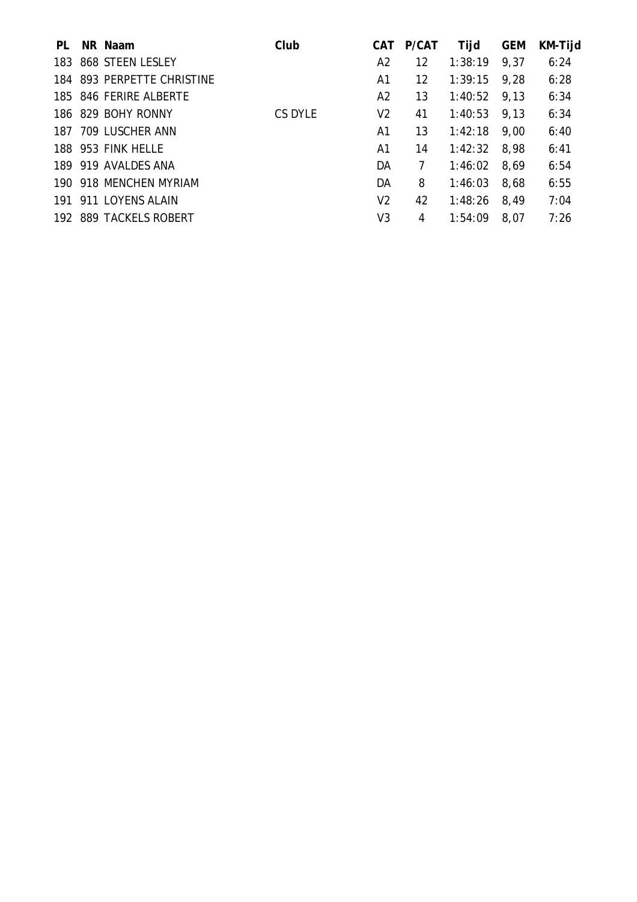| PL | NR | Naam | Club | CAT | P/CAT | Tijd | GEM | KM-Tijd |
|---|---|---|---|---|---|---|---|---|
| 183 | 868 | STEEN LESLEY | | A2 | 12 | 1:38:19 | 9,37 | 6:24 |
| 184 | 893 | PERPETTE CHRISTINE | | A1 | 12 | 1:39:15 | 9,28 | 6:28 |
| 185 | 846 | FERIRE ALBERTE | | A2 | 13 | 1:40:52 | 9,13 | 6:34 |
| 186 | 829 | BOHY RONNY | CS DYLE | V2 | 41 | 1:40:53 | 9,13 | 6:34 |
| 187 | 709 | LUSCHER ANN | | A1 | 13 | 1:42:18 | 9,00 | 6:40 |
| 188 | 953 | FINK HELLE | | A1 | 14 | 1:42:32 | 8,98 | 6:41 |
| 189 | 919 | AVALDES ANA | | DA | 7 | 1:46:02 | 8,69 | 6:54 |
| 190 | 918 | MENCHEN MYRIAM | | DA | 8 | 1:46:03 | 8,68 | 6:55 |
| 191 | 911 | LOYENS ALAIN | | V2 | 42 | 1:48:26 | 8,49 | 7:04 |
| 192 | 889 | TACKELS ROBERT | | V3 | 4 | 1:54:09 | 8,07 | 7:26 |